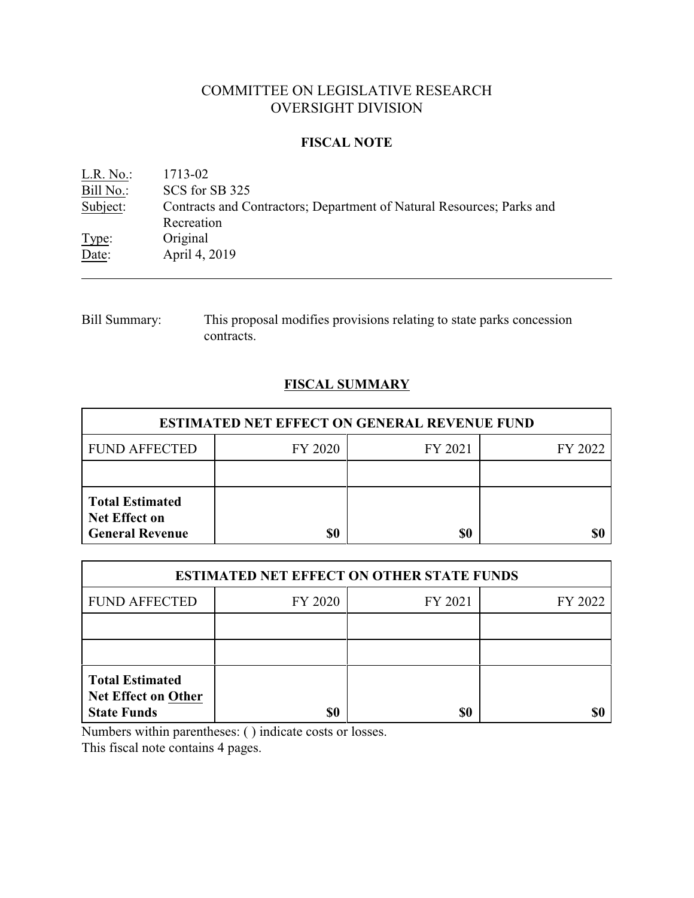# COMMITTEE ON LEGISLATIVE RESEARCH
# OVERSIGHT DIVISION

## FISCAL NOTE

L.R. No.: 1713-02
Bill No.: SCS for SB 325
Subject: Contracts and Contractors; Department of Natural Resources; Parks and Recreation
Type: Original
Date: April 4, 2019

---

Bill Summary: This proposal modifies provisions relating to state parks concession contracts.

## FISCAL SUMMARY

| ESTIMATED NET EFFECT ON GENERAL REVENUE FUND | | | |
|---|---|---|---|
| FUND AFFECTED | FY 2020 | FY 2021 | FY 2022 |
| | | | |
| **Total Estimated Net Effect on General Revenue** | **$0** | **$0** | **$0** |

| ESTIMATED NET EFFECT ON OTHER STATE FUNDS | | | |
|---|---|---|---|
| FUND AFFECTED | FY 2020 | FY 2021 | FY 2022 |
| | | | |
| | | | |
| **Total Estimated Net Effect on Other State Funds** | **$0** | **$0** | **$0** |

Numbers within parentheses: ( ) indicate costs or losses.
This fiscal note contains 4 pages.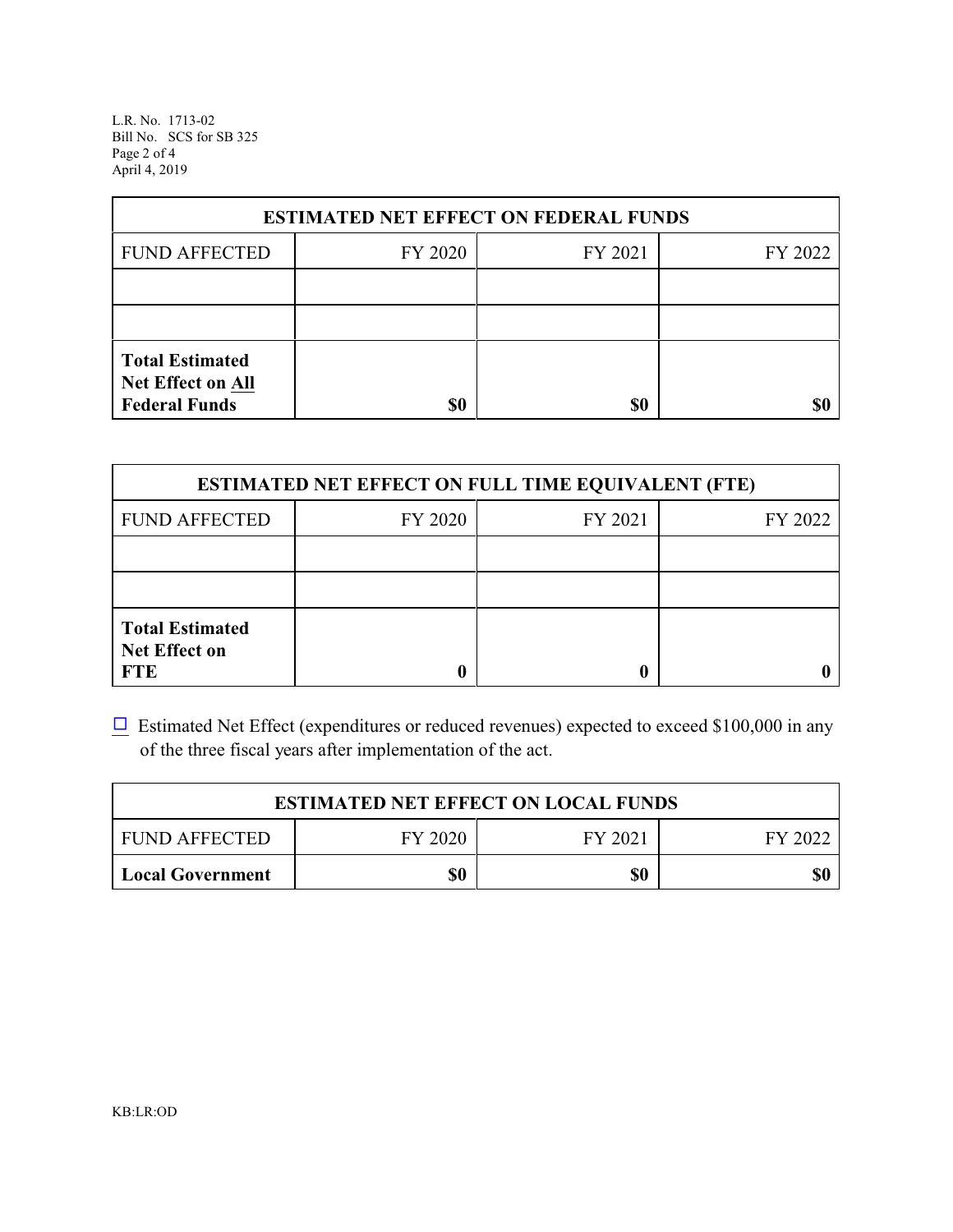| ESTIMATED NET EFFECT ON FEDERAL FUNDS | | | |
|---|---|---|---|
| FUND AFFECTED | FY 2020 | FY 2021 | FY 2022 |
| | | | |
| | | | |
| **Total Estimated Net Effect on All Federal Funds** | **$0** | **$0** | **$0** |

| ESTIMATED NET EFFECT ON FULL TIME EQUIVALENT (FTE) | | | |
|---|---|---|---|
| FUND AFFECTED | FY 2020 | FY 2021 | FY 2022 |
| | | | |
| | | | |
| **Total Estimated Net Effect on FTE** | **0** | **0** | **0** |

☐ Estimated Net Effect (expenditures or reduced revenues) expected to exceed $100,000 in any of the three fiscal years after implementation of the act.

| ESTIMATED NET EFFECT ON LOCAL FUNDS | | | |
|---|---|---|---|
| FUND AFFECTED | FY 2020 | FY 2021 | FY 2022 |
| **Local Government** | **$0** | **$0** | **$0** |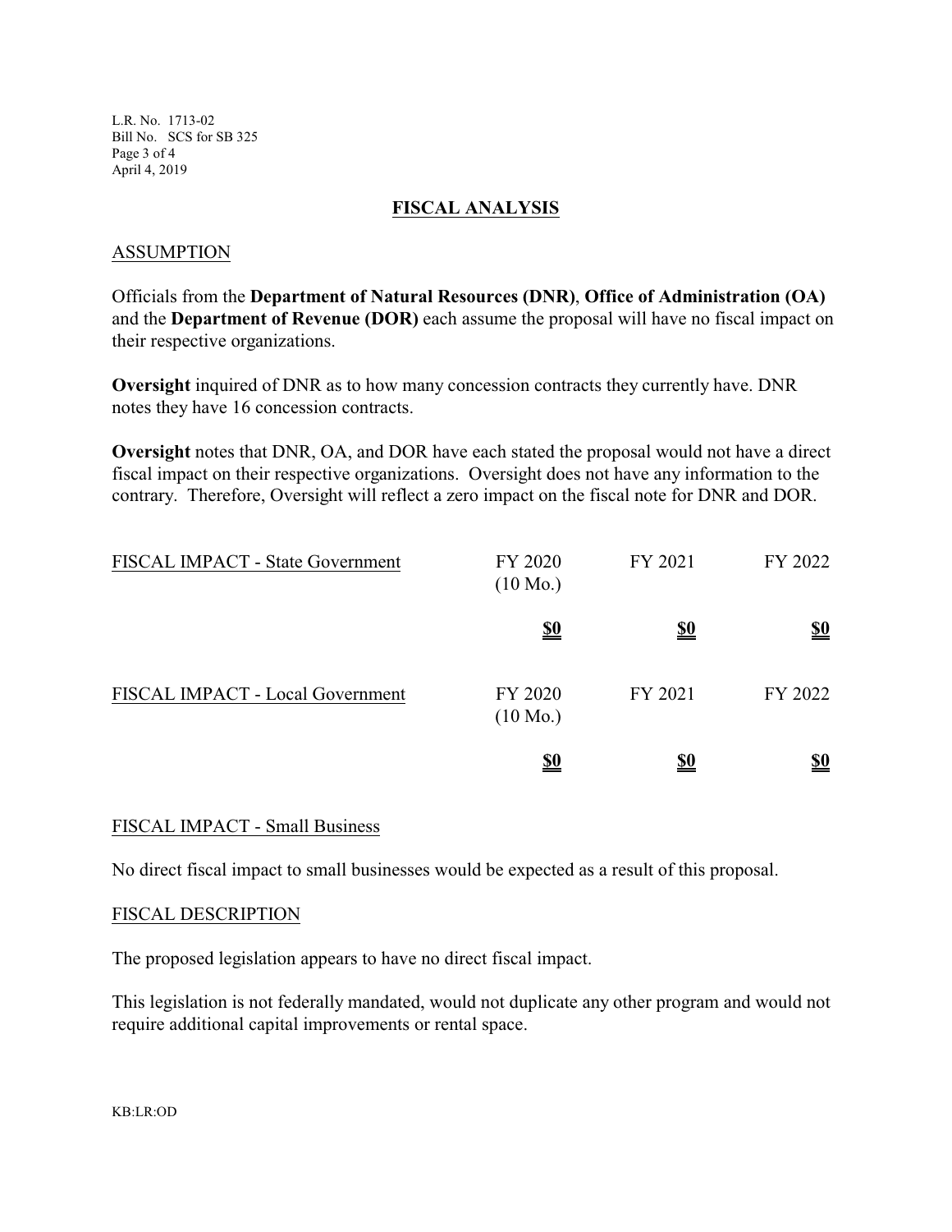## FISCAL ANALYSIS

### ASSUMPTION

Officials from the **Department of Natural Resources (DNR)**, **Office of Administration (OA)** and the **Department of Revenue (DOR)** each assume the proposal will have no fiscal impact on their respective organizations.

**Oversight** inquired of DNR as to how many concession contracts they currently have. DNR notes they have 16 concession contracts.

**Oversight** notes that DNR, OA, and DOR have each stated the proposal would not have a direct fiscal impact on their respective organizations. Oversight does not have any information to the contrary. Therefore, Oversight will reflect a zero impact on the fiscal note for DNR and DOR.

| FISCAL IMPACT - State Government | FY 2020 (10 Mo.) | FY 2021 | FY 2022 |
|---|---|---|---|
| | **$0** | **$0** | **$0** |

| FISCAL IMPACT - Local Government | FY 2020 (10 Mo.) | FY 2021 | FY 2022 |
|---|---|---|---|
| | **$0** | **$0** | **$0** |

### FISCAL IMPACT - Small Business

No direct fiscal impact to small businesses would be expected as a result of this proposal.

### FISCAL DESCRIPTION

The proposed legislation appears to have no direct fiscal impact.

This legislation is not federally mandated, would not duplicate any other program and would not require additional capital improvements or rental space.

KB:LR:OD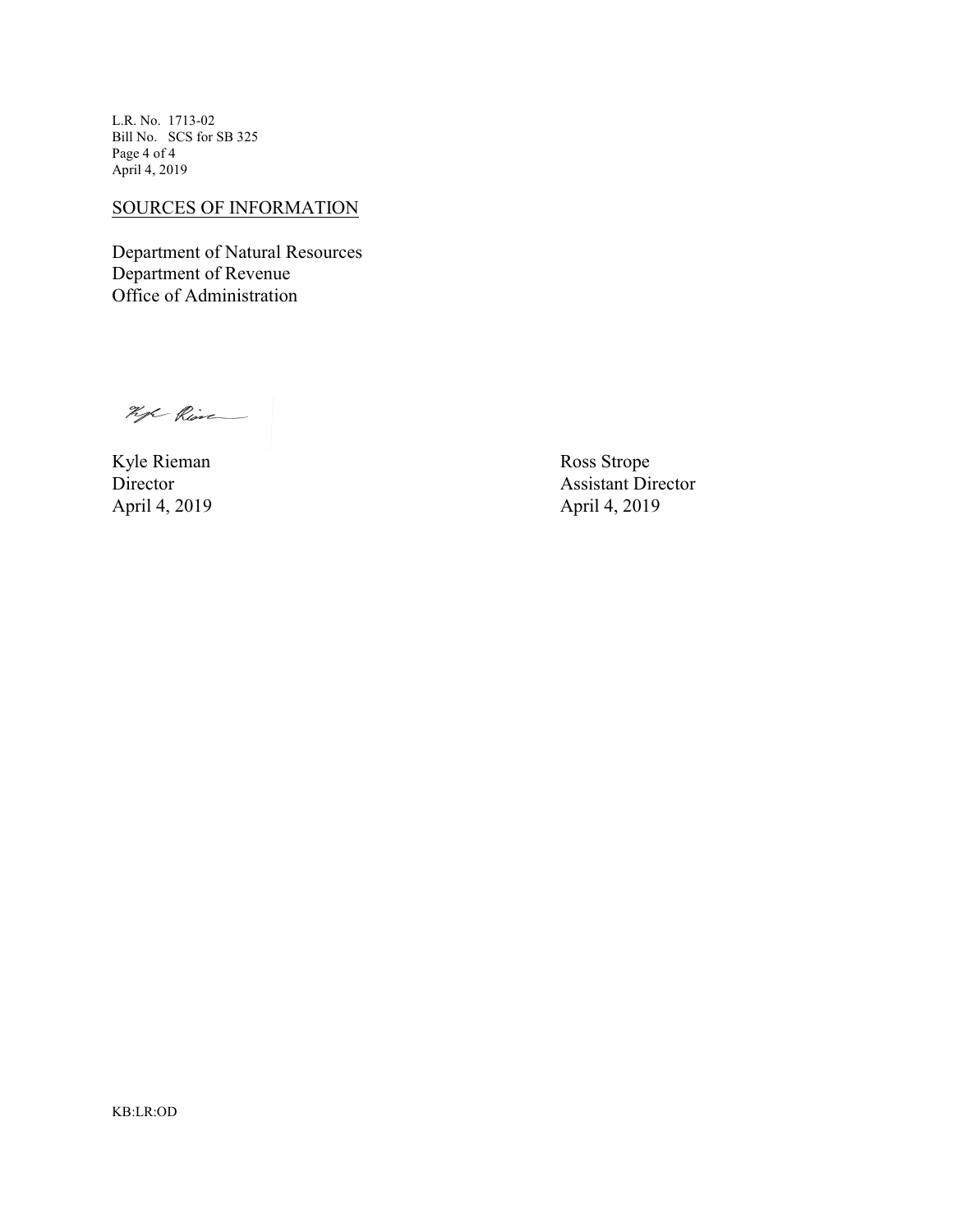## SOURCES OF INFORMATION

Department of Natural Resources
Department of Revenue
Office of Administration

Kyle Rieman
Director
April 4, 2019

Ross Strope
Assistant Director
April 4, 2019

KB:LR:OD